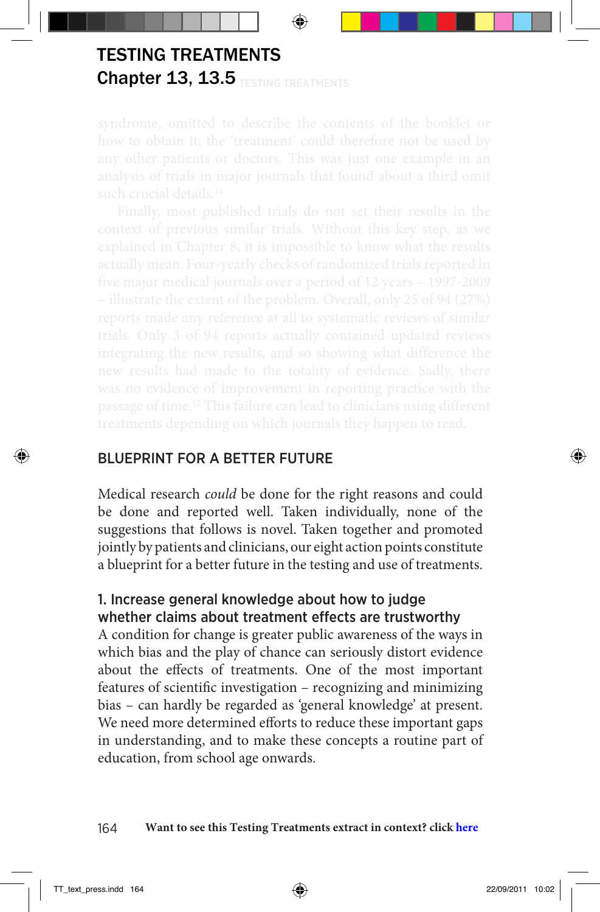# TESTING TREATMENTS

## Chapter 13, 13.5

syndrome, omitted to describe the contents of the booklet or how to obtain it; the 'treatment' could therefore not be used by any other patients or doctors. This was just one example in an analysis of trials in major journals that found about a third omit such crucial details.[11]

Finally, most published trials do not set their results in the context of previous similar trials. Without this key step, as we explained in Chapter 8, it is impossible to know what the results actually mean. Four-yearly checks of randomized trials reported in five major medical journals over a period of 12 years – 1997-2009 – illustrate the extent of the problem. Overall, only 25 of 94 (27%) reports made any reference at all to systematic reviews of similar trials. Only 3 of 94 reports actually contained updated reviews integrating the new results, and so showing what difference the new results had made to the totality of evidence. Sadly, there was no evidence of improvement in reporting practice with the passage of time.[12] This failure can lead to clinicians using different treatments depending on which journals they happen to read.

## BLUEPRINT FOR A BETTER FUTURE

Medical research *could* be done for the right reasons and could be done and reported well. Taken individually, none of the suggestions that follows is novel. Taken together and promoted jointly by patients and clinicians, our eight action points constitute a blueprint for a better future in the testing and use of treatments.

### 1. Increase general knowledge about how to judge whether claims about treatment effects are trustworthy

A condition for change is greater public awareness of the ways in which bias and the play of chance can seriously distort evidence about the effects of treatments. One of the most important features of scientific investigation – recognizing and minimizing bias – can hardly be regarded as 'general knowledge' at present. We need more determined efforts to reduce these important gaps in understanding, and to make these concepts a routine part of education, from school age onwards.

**Want to see this Testing Treatments extract in context? click here**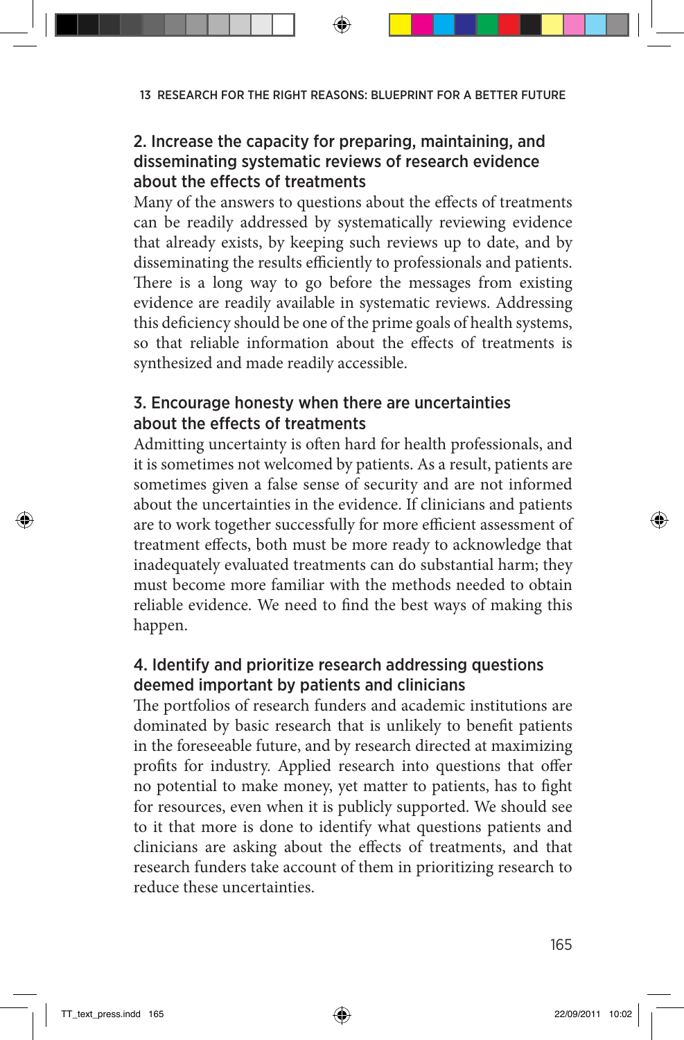### 2. Increase the capacity for preparing, maintaining, and disseminating systematic reviews of research evidence about the effects of treatments

Many of the answers to questions about the effects of treatments can be readily addressed by systematically reviewing evidence that already exists, by keeping such reviews up to date, and by disseminating the results efficiently to professionals and patients. There is a long way to go before the messages from existing evidence are readily available in systematic reviews. Addressing this deficiency should be one of the prime goals of health systems, so that reliable information about the effects of treatments is synthesized and made readily accessible.

### 3. Encourage honesty when there are uncertainties about the effects of treatments

Admitting uncertainty is often hard for health professionals, and it is sometimes not welcomed by patients. As a result, patients are sometimes given a false sense of security and are not informed about the uncertainties in the evidence. If clinicians and patients are to work together successfully for more efficient assessment of treatment effects, both must be more ready to acknowledge that inadequately evaluated treatments can do substantial harm; they must become more familiar with the methods needed to obtain reliable evidence. We need to find the best ways of making this happen.

### 4. Identify and prioritize research addressing questions deemed important by patients and clinicians

The portfolios of research funders and academic institutions are dominated by basic research that is unlikely to benefit patients in the foreseeable future, and by research directed at maximizing profits for industry. Applied research into questions that offer no potential to make money, yet matter to patients, has to fight for resources, even when it is publicly supported. We should see to it that more is done to identify what questions patients and clinicians are asking about the effects of treatments, and that research funders take account of them in prioritizing research to reduce these uncertainties.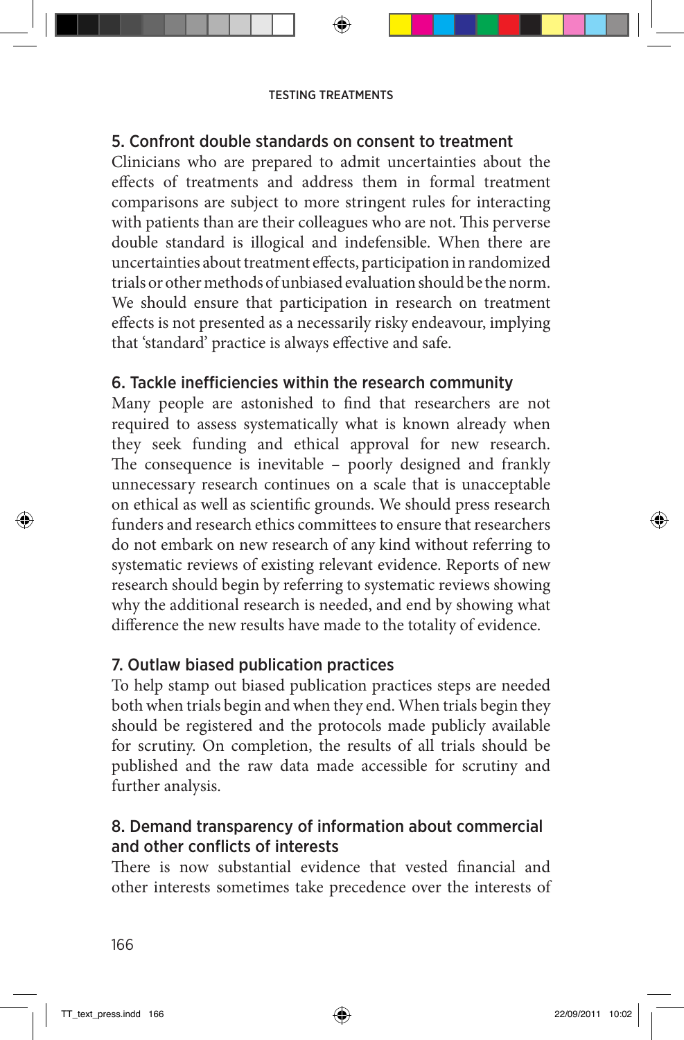### 5. Confront double standards on consent to treatment

Clinicians who are prepared to admit uncertainties about the effects of treatments and address them in formal treatment comparisons are subject to more stringent rules for interacting with patients than are their colleagues who are not. This perverse double standard is illogical and indefensible. When there are uncertainties about treatment effects, participation in randomized trials or other methods of unbiased evaluation should be the norm. We should ensure that participation in research on treatment effects is not presented as a necessarily risky endeavour, implying that 'standard' practice is always effective and safe.

### 6. Tackle inefficiencies within the research community

Many people are astonished to find that researchers are not required to assess systematically what is known already when they seek funding and ethical approval for new research. The consequence is inevitable – poorly designed and frankly unnecessary research continues on a scale that is unacceptable on ethical as well as scientific grounds. We should press research funders and research ethics committees to ensure that researchers do not embark on new research of any kind without referring to systematic reviews of existing relevant evidence. Reports of new research should begin by referring to systematic reviews showing why the additional research is needed, and end by showing what difference the new results have made to the totality of evidence.

### 7. Outlaw biased publication practices

To help stamp out biased publication practices steps are needed both when trials begin and when they end. When trials begin they should be registered and the protocols made publicly available for scrutiny. On completion, the results of all trials should be published and the raw data made accessible for scrutiny and further analysis.

### 8. Demand transparency of information about commercial and other conflicts of interests

There is now substantial evidence that vested financial and other interests sometimes take precedence over the interests of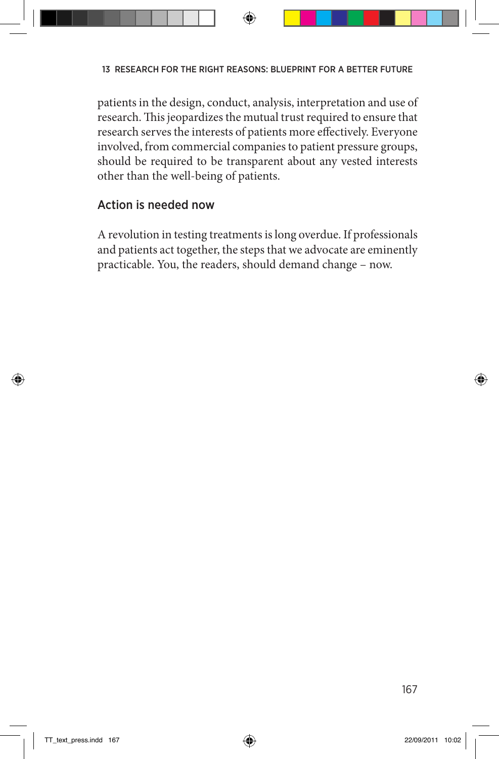patients in the design, conduct, analysis, interpretation and use of research. This jeopardizes the mutual trust required to ensure that research serves the interests of patients more effectively. Everyone involved, from commercial companies to patient pressure groups, should be required to be transparent about any vested interests other than the well-being of patients.

## Action is needed now

A revolution in testing treatments is long overdue. If professionals and patients act together, the steps that we advocate are eminently practicable. You, the readers, should demand change – now.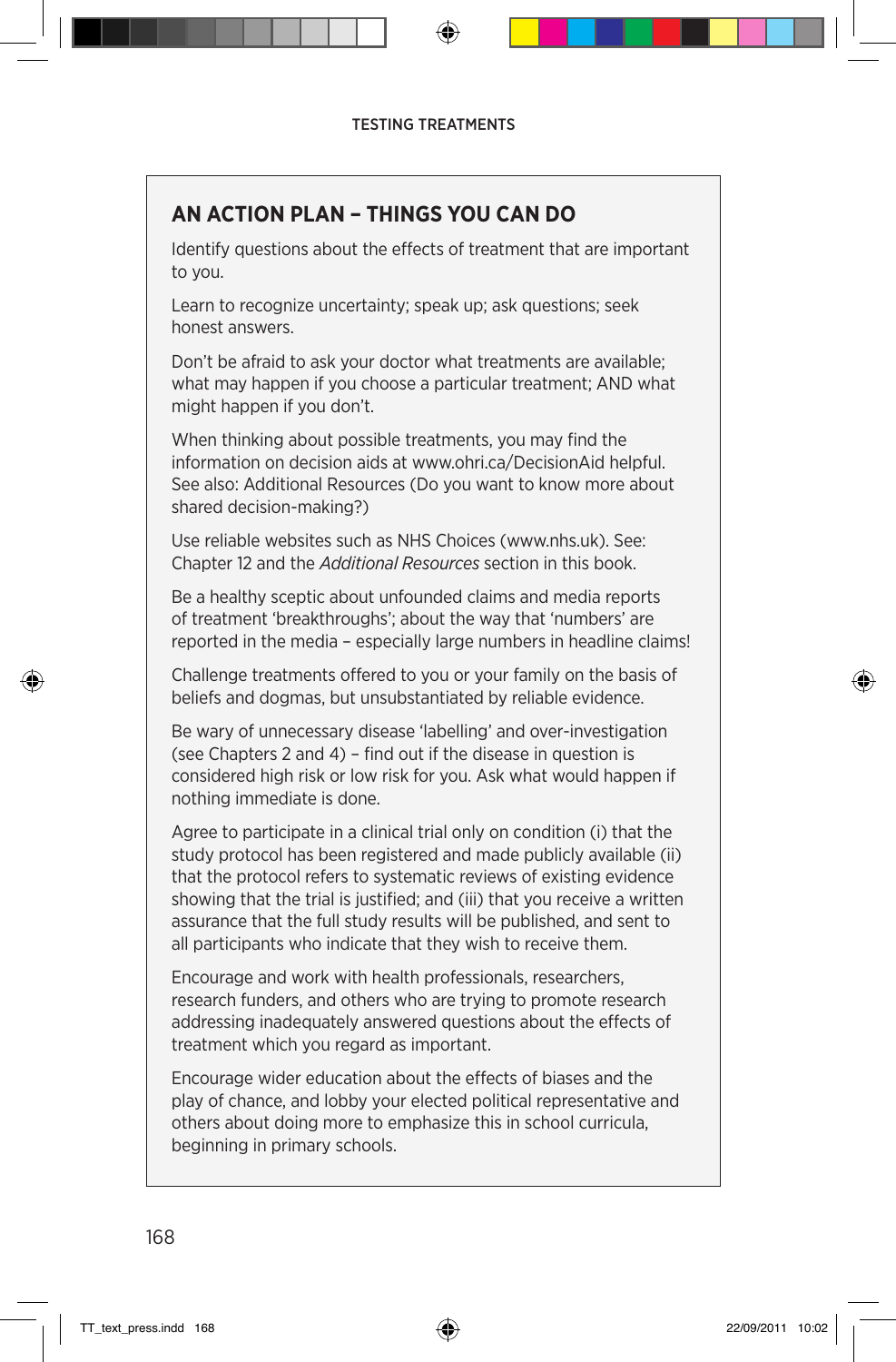## AN ACTION PLAN – THINGS YOU CAN DO

Identify questions about the effects of treatment that are important to you.

Learn to recognize uncertainty; speak up; ask questions; seek honest answers.

Don't be afraid to ask your doctor what treatments are available; what may happen if you choose a particular treatment; AND what might happen if you don't.

When thinking about possible treatments, you may find the information on decision aids at www.ohri.ca/DecisionAid helpful. See also: Additional Resources (Do you want to know more about shared decision-making?)

Use reliable websites such as NHS Choices (www.nhs.uk). See: Chapter 12 and the *Additional Resources* section in this book.

Be a healthy sceptic about unfounded claims and media reports of treatment 'breakthroughs'; about the way that 'numbers' are reported in the media – especially large numbers in headline claims!

Challenge treatments offered to you or your family on the basis of beliefs and dogmas, but unsubstantiated by reliable evidence.

Be wary of unnecessary disease 'labelling' and over-investigation (see Chapters 2 and 4) – find out if the disease in question is considered high risk or low risk for you. Ask what would happen if nothing immediate is done.

Agree to participate in a clinical trial only on condition (i) that the study protocol has been registered and made publicly available (ii) that the protocol refers to systematic reviews of existing evidence showing that the trial is justified; and (iii) that you receive a written assurance that the full study results will be published, and sent to all participants who indicate that they wish to receive them.

Encourage and work with health professionals, researchers, research funders, and others who are trying to promote research addressing inadequately answered questions about the effects of treatment which you regard as important.

Encourage wider education about the effects of biases and the play of chance, and lobby your elected political representative and others about doing more to emphasize this in school curricula, beginning in primary schools.